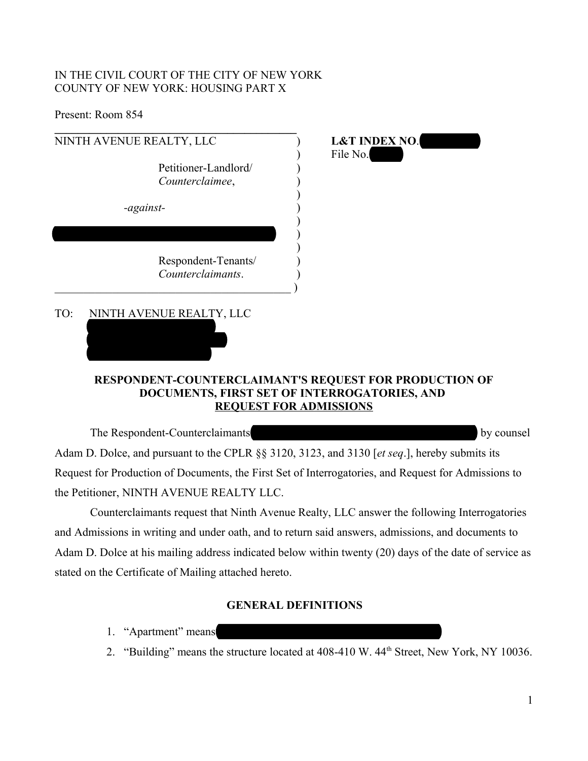IN THE CIVIL COURT OF THE CITY OF NEW YORK
COUNTY OF NEW YORK: HOUSING PART X

Present: Room 854

| | | |
|---|---|---|
| NINTH AVENUE REALTY, LLC<br><br>Petitioner-Landlord/<br>*Counterclaimee*,<br><br>*-against-*<br><br>[REDACTED]<br><br>Respondent-Tenants/<br>*Counterclaimants*. | ) | **L&T INDEX NO**. [REDACTED]<br>File No. [REDACTED] |

TO: NINTH AVENUE REALTY, LLC
[REDACTED]
[REDACTED]
[REDACTED]

**RESPONDENT-COUNTERCLAIMANT'S REQUEST FOR PRODUCTION OF DOCUMENTS, FIRST SET OF INTERROGATORIES, AND <u>REQUEST FOR ADMISSIONS</u>**

The Respondent-Counterclaimants [REDACTED] by counsel Adam D. Dolce, and pursuant to the CPLR §§ 3120, 3123, and 3130 [*et seq*.], hereby submits its Request for Production of Documents, the First Set of Interrogatories, and Request for Admissions to the Petitioner, NINTH AVENUE REALTY LLC.

Counterclaimants request that Ninth Avenue Realty, LLC answer the following Interrogatories and Admissions in writing and under oath, and to return said answers, admissions, and documents to Adam D. Dolce at his mailing address indicated below within twenty (20) days of the date of service as stated on the Certificate of Mailing attached hereto.

**GENERAL DEFINITIONS**

1. "Apartment" means [REDACTED]
2. "Building" means the structure located at 408-410 W. 44th Street, New York, NY 10036.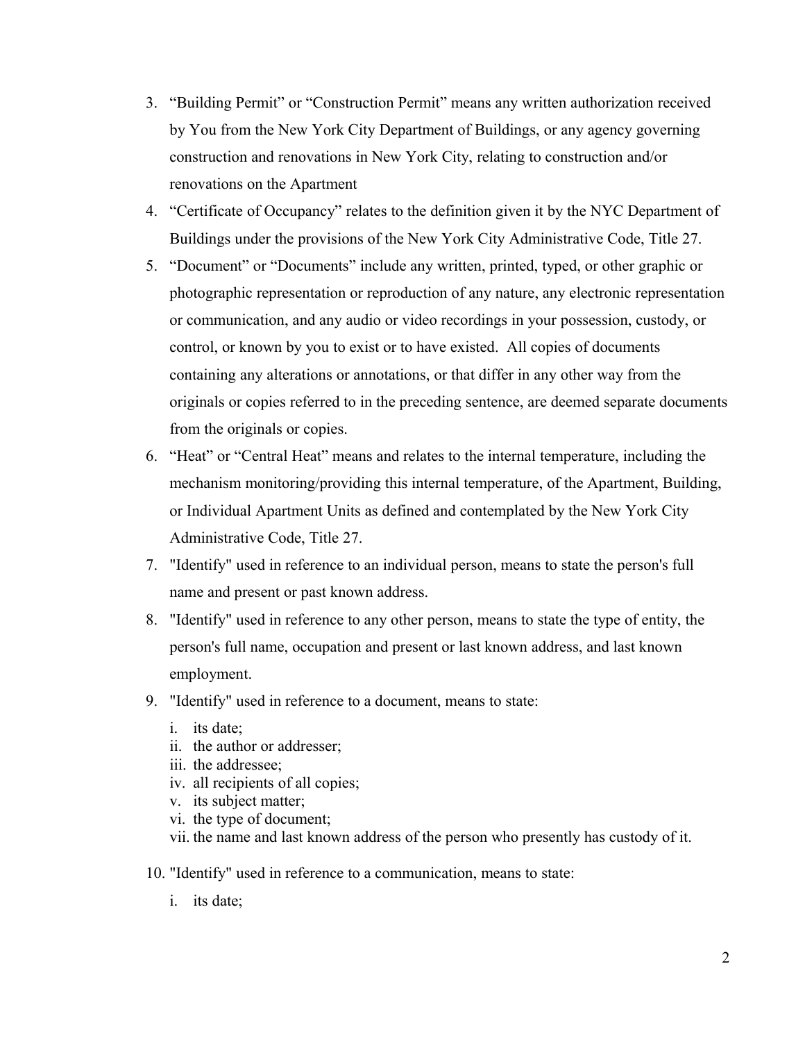3. "Building Permit" or "Construction Permit" means any written authorization received by You from the New York City Department of Buildings, or any agency governing construction and renovations in New York City, relating to construction and/or renovations on the Apartment
4. "Certificate of Occupancy" relates to the definition given it by the NYC Department of Buildings under the provisions of the New York City Administrative Code, Title 27.
5. "Document" or "Documents" include any written, printed, typed, or other graphic or photographic representation or reproduction of any nature, any electronic representation or communication, and any audio or video recordings in your possession, custody, or control, or known by you to exist or to have existed. All copies of documents containing any alterations or annotations, or that differ in any other way from the originals or copies referred to in the preceding sentence, are deemed separate documents from the originals or copies.
6. "Heat" or "Central Heat" means and relates to the internal temperature, including the mechanism monitoring/providing this internal temperature, of the Apartment, Building, or Individual Apartment Units as defined and contemplated by the New York City Administrative Code, Title 27.
7. "Identify" used in reference to an individual person, means to state the person's full name and present or past known address.
8. "Identify" used in reference to any other person, means to state the type of entity, the person's full name, occupation and present or last known address, and last known employment.
9. "Identify" used in reference to a document, means to state:
   i. its date;
   ii. the author or addresser;
   iii. the addressee;
   iv. all recipients of all copies;
   v. its subject matter;
   vi. the type of document;
   vii. the name and last known address of the person who presently has custody of it.
10. "Identify" used in reference to a communication, means to state:
    i. its date;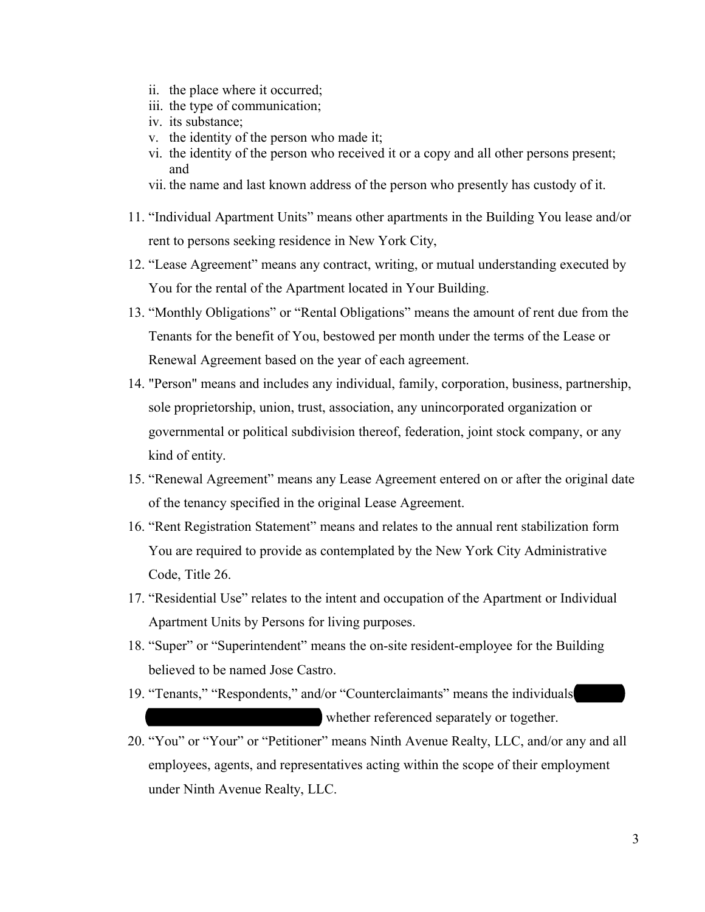- ii. the place where it occurred;
   - iii. the type of communication;
   - iv. its substance;
   - v. the identity of the person who made it;
   - vi. the identity of the person who received it or a copy and all other persons present; and
   - vii. the name and last known address of the person who presently has custody of it.

11. "Individual Apartment Units" means other apartments in the Building You lease and/or rent to persons seeking residence in New York City,
12. "Lease Agreement" means any contract, writing, or mutual understanding executed by You for the rental of the Apartment located in Your Building.
13. "Monthly Obligations" or "Rental Obligations" means the amount of rent due from the Tenants for the benefit of You, bestowed per month under the terms of the Lease or Renewal Agreement based on the year of each agreement.
14. "Person" means and includes any individual, family, corporation, business, partnership, sole proprietorship, union, trust, association, any unincorporated organization or governmental or political subdivision thereof, federation, joint stock company, or any kind of entity.
15. "Renewal Agreement" means any Lease Agreement entered on or after the original date of the tenancy specified in the original Lease Agreement.
16. "Rent Registration Statement" means and relates to the annual rent stabilization form You are required to provide as contemplated by the New York City Administrative Code, Title 26.
17. "Residential Use" relates to the intent and occupation of the Apartment or Individual Apartment Units by Persons for living purposes.
18. "Super" or "Superintendent" means the on-site resident-employee for the Building believed to be named Jose Castro.
19. "Tenants," "Respondents," and/or "Counterclaimants" means the individuals [REDACTED] [REDACTED] whether referenced separately or together.
20. "You" or "Your" or "Petitioner" means Ninth Avenue Realty, LLC, and/or any and all employees, agents, and representatives acting within the scope of their employment under Ninth Avenue Realty, LLC.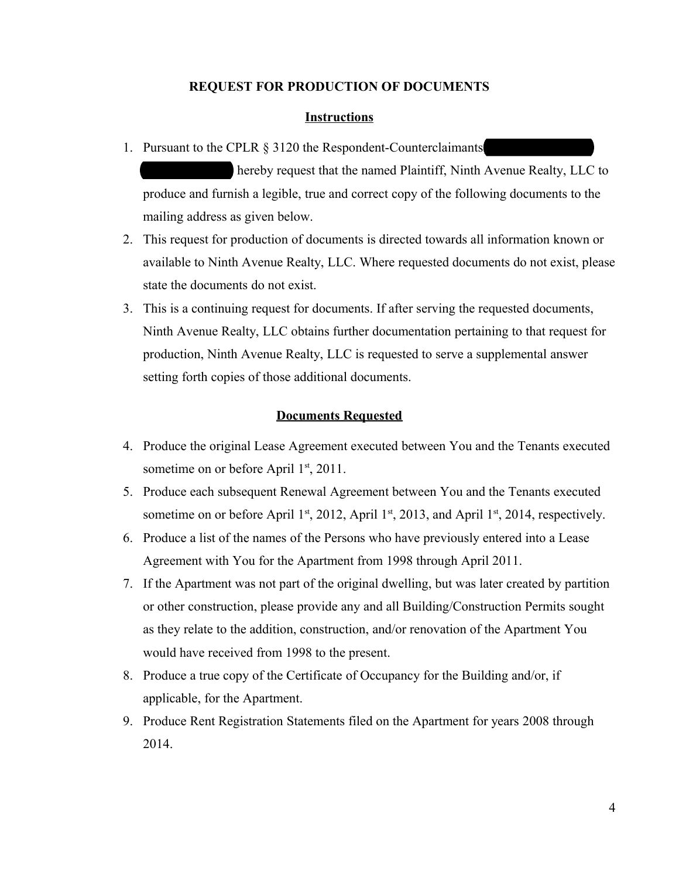## REQUEST FOR PRODUCTION OF DOCUMENTS

### Instructions

1. Pursuant to the CPLR § 3120 the Respondent-Counterclaimants [REDACTED] [REDACTED] hereby request that the named Plaintiff, Ninth Avenue Realty, LLC to produce and furnish a legible, true and correct copy of the following documents to the mailing address as given below.
2. This request for production of documents is directed towards all information known or available to Ninth Avenue Realty, LLC. Where requested documents do not exist, please state the documents do not exist.
3. This is a continuing request for documents. If after serving the requested documents, Ninth Avenue Realty, LLC obtains further documentation pertaining to that request for production, Ninth Avenue Realty, LLC is requested to serve a supplemental answer setting forth copies of those additional documents.

### Documents Requested

4. Produce the original Lease Agreement executed between You and the Tenants executed sometime on or before April 1st, 2011.
5. Produce each subsequent Renewal Agreement between You and the Tenants executed sometime on or before April 1st, 2012, April 1st, 2013, and April 1st, 2014, respectively.
6. Produce a list of the names of the Persons who have previously entered into a Lease Agreement with You for the Apartment from 1998 through April 2011.
7. If the Apartment was not part of the original dwelling, but was later created by partition or other construction, please provide any and all Building/Construction Permits sought as they relate to the addition, construction, and/or renovation of the Apartment You would have received from 1998 to the present.
8. Produce a true copy of the Certificate of Occupancy for the Building and/or, if applicable, for the Apartment.
9. Produce Rent Registration Statements filed on the Apartment for years 2008 through 2014.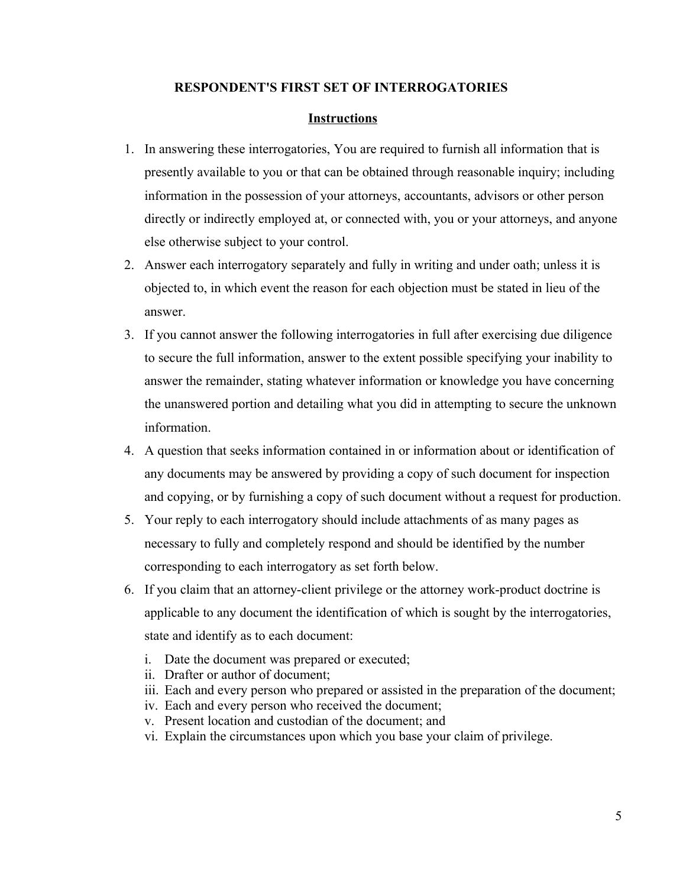**RESPONDENT'S FIRST SET OF INTERROGATORIES**

**Instructions**

1. In answering these interrogatories, You are required to furnish all information that is presently available to you or that can be obtained through reasonable inquiry; including information in the possession of your attorneys, accountants, advisors or other person directly or indirectly employed at, or connected with, you or your attorneys, and anyone else otherwise subject to your control.
2. Answer each interrogatory separately and fully in writing and under oath; unless it is objected to, in which event the reason for each objection must be stated in lieu of the answer.
3. If you cannot answer the following interrogatories in full after exercising due diligence to secure the full information, answer to the extent possible specifying your inability to answer the remainder, stating whatever information or knowledge you have concerning the unanswered portion and detailing what you did in attempting to secure the unknown information.
4. A question that seeks information contained in or information about or identification of any documents may be answered by providing a copy of such document for inspection and copying, or by furnishing a copy of such document without a request for production.
5. Your reply to each interrogatory should include attachments of as many pages as necessary to fully and completely respond and should be identified by the number corresponding to each interrogatory as set forth below.
6. If you claim that an attorney-client privilege or the attorney work-product doctrine is applicable to any document the identification of which is sought by the interrogatories, state and identify as to each document:
   i. Date the document was prepared or executed;
   ii. Drafter or author of document;
   iii. Each and every person who prepared or assisted in the preparation of the document;
   iv. Each and every person who received the document;
   v. Present location and custodian of the document; and
   vi. Explain the circumstances upon which you base your claim of privilege.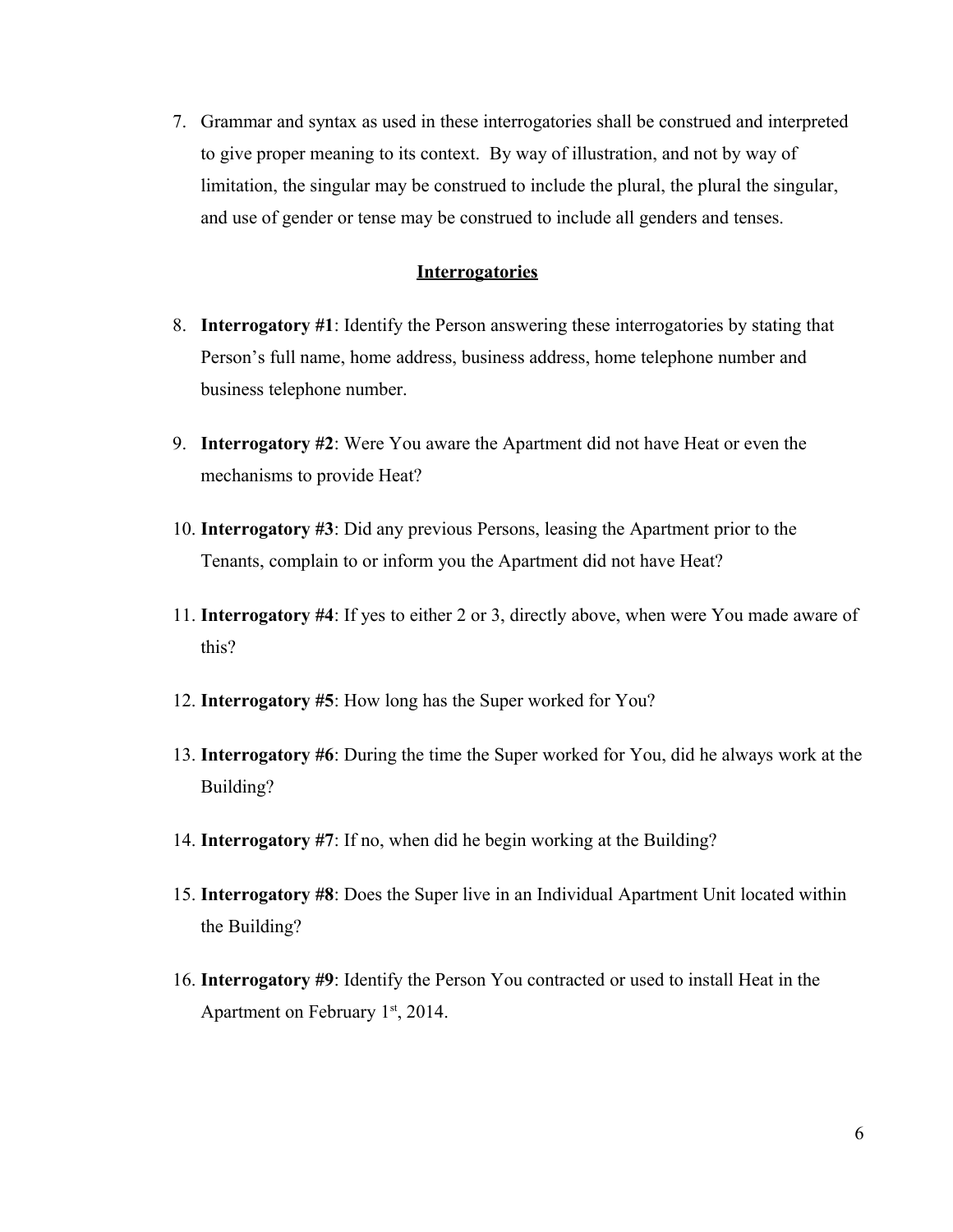7. Grammar and syntax as used in these interrogatories shall be construed and interpreted to give proper meaning to its context. By way of illustration, and not by way of limitation, the singular may be construed to include the plural, the plural the singular, and use of gender or tense may be construed to include all genders and tenses.

## Interrogatories

8. **Interrogatory #1**: Identify the Person answering these interrogatories by stating that Person's full name, home address, business address, home telephone number and business telephone number.

9. **Interrogatory #2**: Were You aware the Apartment did not have Heat or even the mechanisms to provide Heat?

10. **Interrogatory #3**: Did any previous Persons, leasing the Apartment prior to the Tenants, complain to or inform you the Apartment did not have Heat?

11. **Interrogatory #4**: If yes to either 2 or 3, directly above, when were You made aware of this?

12. **Interrogatory #5**: How long has the Super worked for You?

13. **Interrogatory #6**: During the time the Super worked for You, did he always work at the Building?

14. **Interrogatory #7**: If no, when did he begin working at the Building?

15. **Interrogatory #8**: Does the Super live in an Individual Apartment Unit located within the Building?

16. **Interrogatory #9**: Identify the Person You contracted or used to install Heat in the Apartment on February 1st, 2014.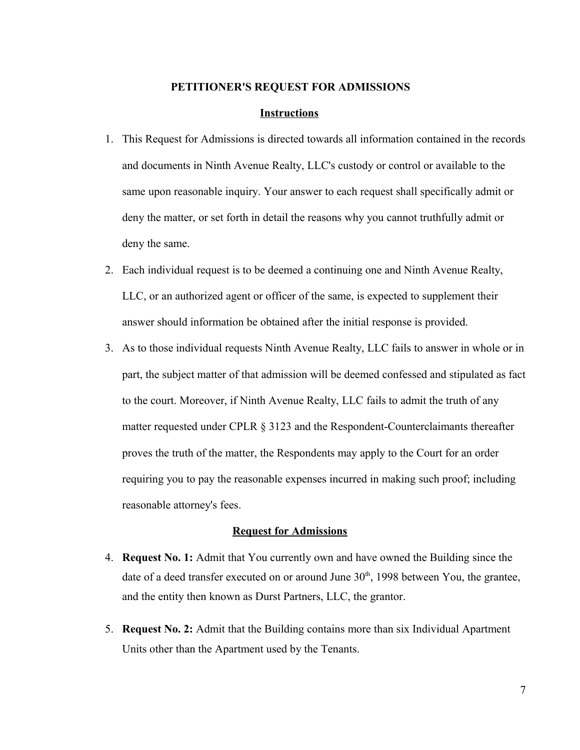**PETITIONER'S REQUEST FOR ADMISSIONS**

**Instructions**

1. This Request for Admissions is directed towards all information contained in the records and documents in Ninth Avenue Realty, LLC's custody or control or available to the same upon reasonable inquiry. Your answer to each request shall specifically admit or deny the matter, or set forth in detail the reasons why you cannot truthfully admit or deny the same.
2. Each individual request is to be deemed a continuing one and Ninth Avenue Realty, LLC, or an authorized agent or officer of the same, is expected to supplement their answer should information be obtained after the initial response is provided.
3. As to those individual requests Ninth Avenue Realty, LLC fails to answer in whole or in part, the subject matter of that admission will be deemed confessed and stipulated as fact to the court. Moreover, if Ninth Avenue Realty, LLC fails to admit the truth of any matter requested under CPLR § 3123 and the Respondent-Counterclaimants thereafter proves the truth of the matter, the Respondents may apply to the Court for an order requiring you to pay the reasonable expenses incurred in making such proof; including reasonable attorney's fees.

**Request for Admissions**

4. **Request No. 1:** Admit that You currently own and have owned the Building since the date of a deed transfer executed on or around June 30th, 1998 between You, the grantee, and the entity then known as Durst Partners, LLC, the grantor.
5. **Request No. 2:** Admit that the Building contains more than six Individual Apartment Units other than the Apartment used by the Tenants.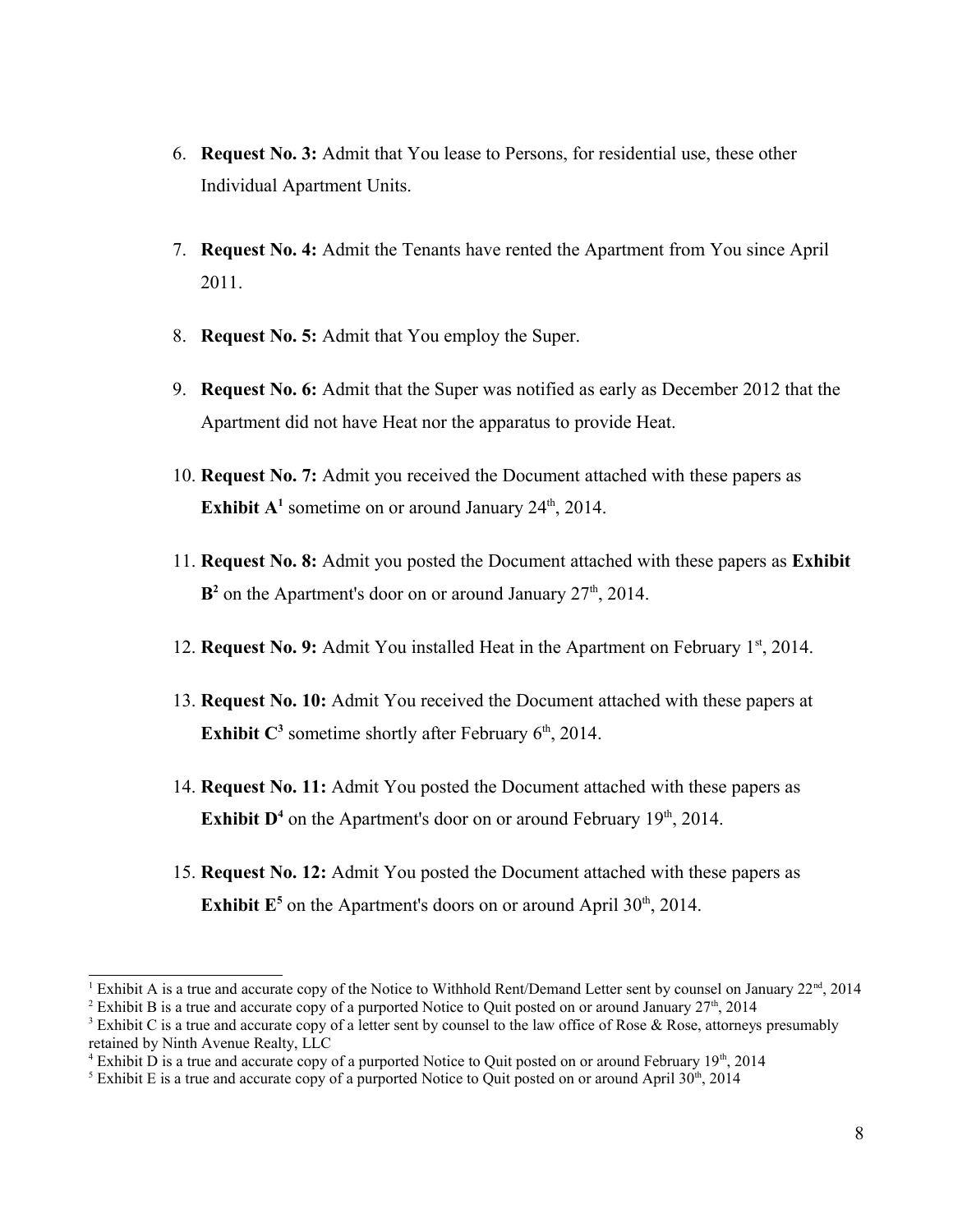6. **Request No. 3:** Admit that You lease to Persons, for residential use, these other Individual Apartment Units.

7. **Request No. 4:** Admit the Tenants have rented the Apartment from You since April 2011.

8. **Request No. 5:** Admit that You employ the Super.

9. **Request No. 6:** Admit that the Super was notified as early as December 2012 that the Apartment did not have Heat nor the apparatus to provide Heat.

10. **Request No. 7:** Admit you received the Document attached with these papers as **Exhibit A**[1] sometime on or around January 24th, 2014.

11. **Request No. 8:** Admit you posted the Document attached with these papers as **Exhibit B**[2] on the Apartment's door on or around January 27th, 2014.

12. **Request No. 9:** Admit You installed Heat in the Apartment on February 1st, 2014.

13. **Request No. 10:** Admit You received the Document attached with these papers at **Exhibit C**[3] sometime shortly after February 6th, 2014.

14. **Request No. 11:** Admit You posted the Document attached with these papers as **Exhibit D**[4] on the Apartment's door on or around February 19th, 2014.

15. **Request No. 12:** Admit You posted the Document attached with these papers as **Exhibit E**[5] on the Apartment's doors on or around April 30th, 2014.

---

[1] Exhibit A is a true and accurate copy of the Notice to Withhold Rent/Demand Letter sent by counsel on January 22nd, 2014

[2] Exhibit B is a true and accurate copy of a purported Notice to Quit posted on or around January 27th, 2014

[3] Exhibit C is a true and accurate copy of a letter sent by counsel to the law office of Rose & Rose, attorneys presumably retained by Ninth Avenue Realty, LLC

[4] Exhibit D is a true and accurate copy of a purported Notice to Quit posted on or around February 19th, 2014

[5] Exhibit E is a true and accurate copy of a purported Notice to Quit posted on or around April 30th, 2014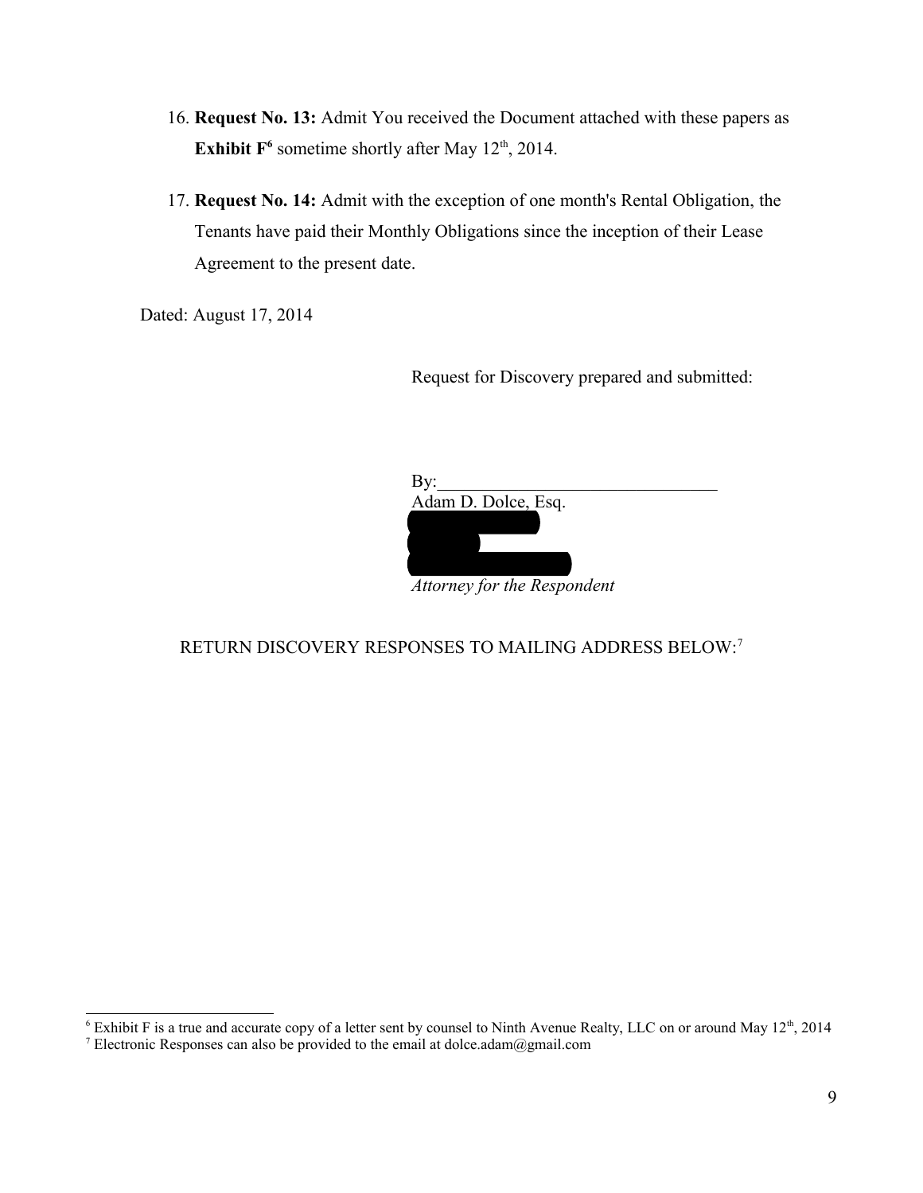16. **Request No. 13:** Admit You received the Document attached with these papers as **Exhibit F**[6] sometime shortly after May 12th, 2014.

17. **Request No. 14:** Admit with the exception of one month's Rental Obligation, the Tenants have paid their Monthly Obligations since the inception of their Lease Agreement to the present date.

Dated: August 17, 2014

Request for Discovery prepared and submitted:

By:_______________________________
Adam D. Dolce, Esq.
█████████
█████
██████████
*Attorney for the Respondent*

RETURN DISCOVERY RESPONSES TO MAILING ADDRESS BELOW:[7]

---

[6] Exhibit F is a true and accurate copy of a letter sent by counsel to Ninth Avenue Realty, LLC on or around May 12th, 2014

[7] Electronic Responses can also be provided to the email at dolce.adam@gmail.com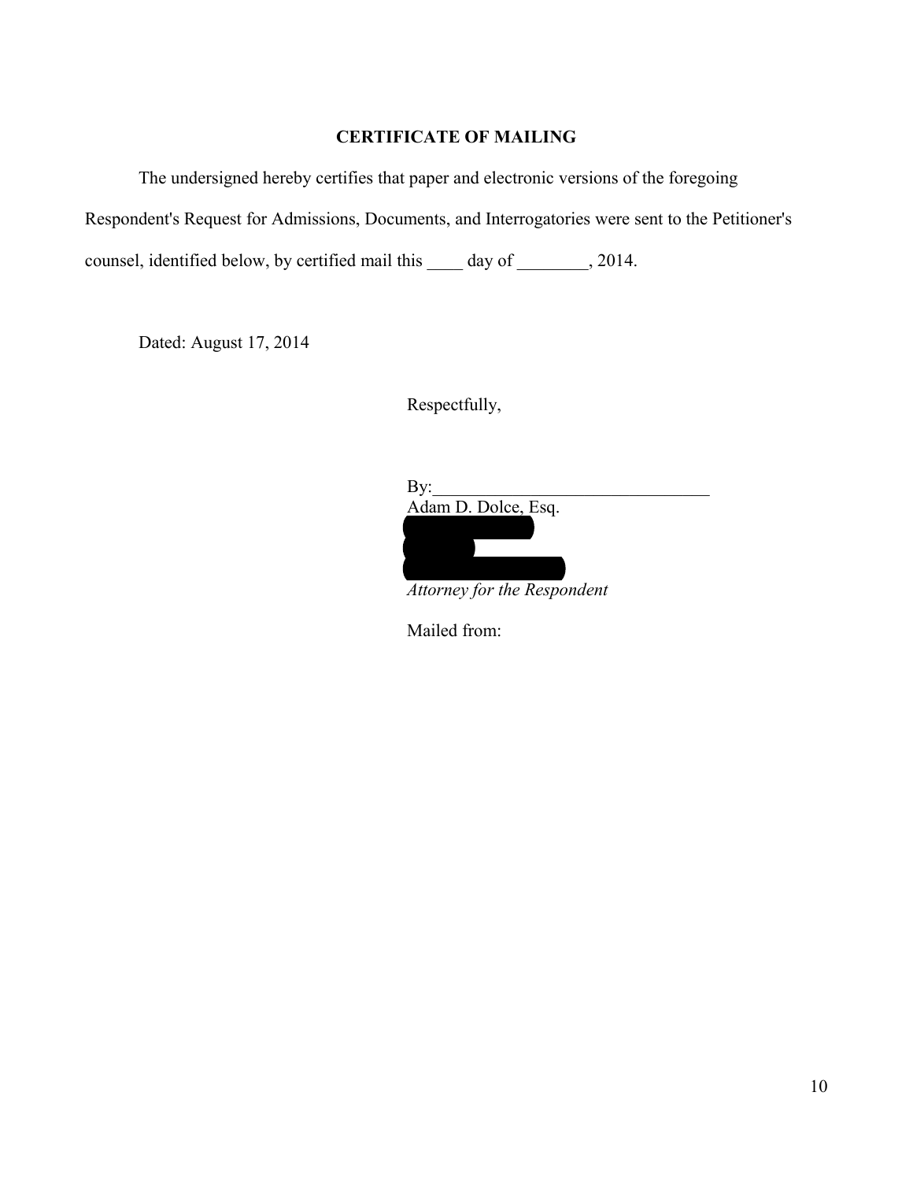# CERTIFICATE OF MAILING

The undersigned hereby certifies that paper and electronic versions of the foregoing Respondent's Request for Admissions, Documents, and Interrogatories were sent to the Petitioner's counsel, identified below, by certified mail this ____ day of ________, 2014.

Dated: August 17, 2014

Respectfully,

By:_______________________________
Adam D. Dolce, Esq.
*Attorney for the Respondent*

Mailed from: